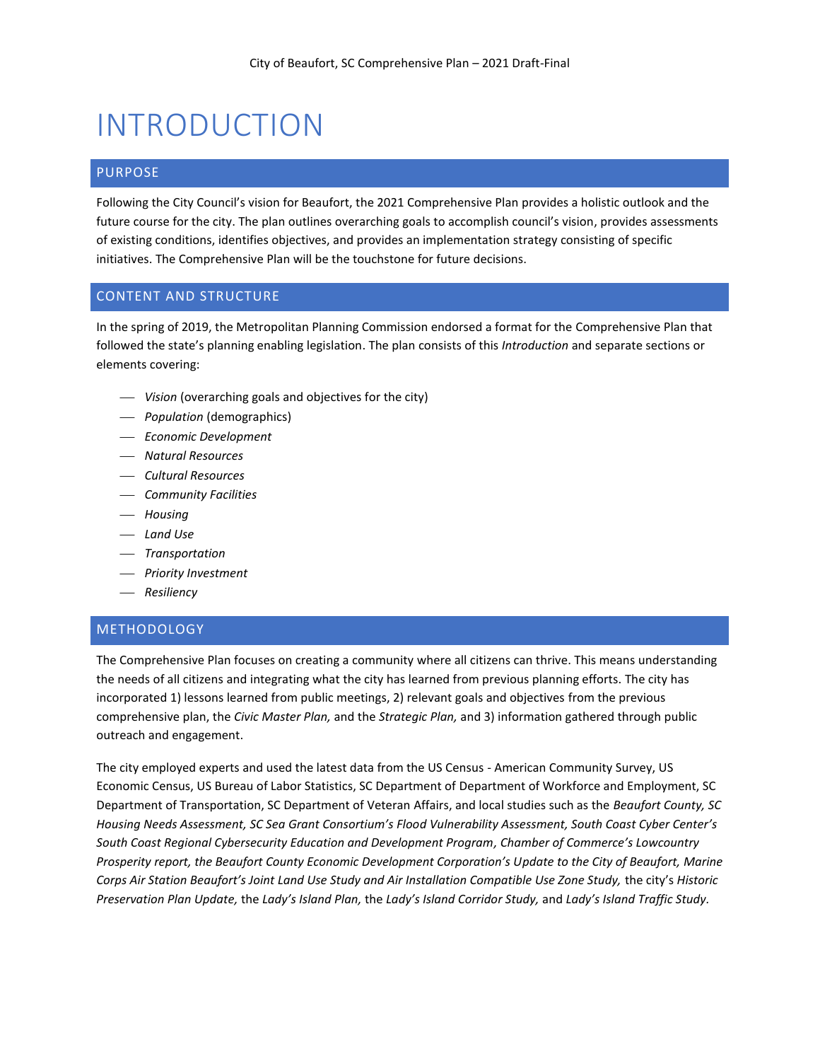# INTRODUCTION

## PURPOSE

Following the City Council's vision for Beaufort, the 2021 Comprehensive Plan provides a holistic outlook and the future course for the city. The plan outlines overarching goals to accomplish council's vision, provides assessments of existing conditions, identifies objectives, and provides an implementation strategy consisting of specific initiatives. The Comprehensive Plan will be the touchstone for future decisions.

## CONTENT AND STRUCTURE

In the spring of 2019, the Metropolitan Planning Commission endorsed a format for the Comprehensive Plan that followed the state's planning enabling legislation. The plan consists of this *Introduction* and separate sections or elements covering:

- *Vision* (overarching goals and objectives for the city)
- *Population* (demographics)
- *Economic Development*
- *Natural Resources*
- *Cultural Resources*
- *Community Facilities*
- *Housing*
- *Land Use*
- *Transportation*
- *Priority Investment*
- *Resiliency*

## METHODOLOGY

The Comprehensive Plan focuses on creating a community where all citizens can thrive. This means understanding the needs of all citizens and integrating what the city has learned from previous planning efforts. The city has incorporated 1) lessons learned from public meetings, 2) relevant goals and objectives from the previous comprehensive plan, the *Civic Master Plan,* and the *Strategic Plan,* and 3) information gathered through public outreach and engagement.

The city employed experts and used the latest data from the US Census - American Community Survey, US Economic Census, US Bureau of Labor Statistics, SC Department of Department of Workforce and Employment, SC Department of Transportation, SC Department of Veteran Affairs, and local studies such as the *Beaufort County, SC Housing Needs Assessment, SC Sea Grant Consortium's Flood Vulnerability Assessment, South Coast Cyber Center's South Coast Regional Cybersecurity Education and Development Program, Chamber of Commerce's Lowcountry Prosperity report, the Beaufort County Economic Development Corporation's Update to the City of Beaufort, Marine Corps Air Station Beaufort's Joint Land Use Study and Air Installation Compatible Use Zone Study,* the city's *Historic Preservation Plan Update,* the *Lady's Island Plan,* the *Lady's Island Corridor Study,* and *Lady's Island Traffic Study*.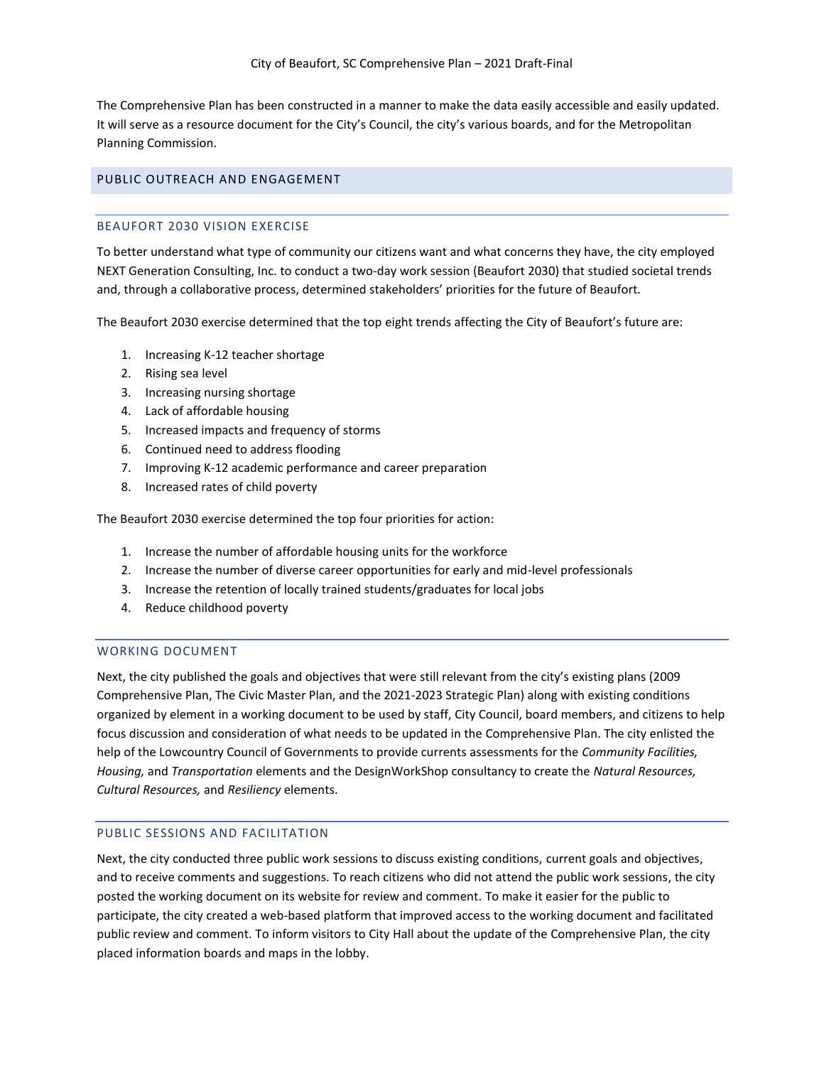The Comprehensive Plan has been constructed in a manner to make the data easily accessible and easily updated. It will serve as a resource document for the City's Council, the city's various boards, and for the Metropolitan Planning Commission.

## PUBLIC OUTREACH AND ENGAGEMENT

### BEAUFORT 2030 VISION EXERCISE

To better understand what type of community our citizens want and what concerns they have, the city employed NEXT Generation Consulting, Inc. to conduct a two-day work session (Beaufort 2030) that studied societal trends and, through a collaborative process, determined stakeholders' priorities for the future of Beaufort.

The Beaufort 2030 exercise determined that the top eight trends affecting the City of Beaufort's future are:

1. Increasing K-12 teacher shortage
2. Rising sea level
3. Increasing nursing shortage
4. Lack of affordable housing
5. Increased impacts and frequency of storms
6. Continued need to address flooding
7. Improving K-12 academic performance and career preparation
8. Increased rates of child poverty

The Beaufort 2030 exercise determined the top four priorities for action:

1. Increase the number of affordable housing units for the workforce
2. Increase the number of diverse career opportunities for early and mid-level professionals
3. Increase the retention of locally trained students/graduates for local jobs
4. Reduce childhood poverty

### WORKING DOCUMENT

Next, the city published the goals and objectives that were still relevant from the city's existing plans (2009 Comprehensive Plan, The Civic Master Plan, and the 2021-2023 Strategic Plan) along with existing conditions organized by element in a working document to be used by staff, City Council, board members, and citizens to help focus discussion and consideration of what needs to be updated in the Comprehensive Plan. The city enlisted the help of the Lowcountry Council of Governments to provide currents assessments for the *Community Facilities, Housing,* and *Transportation* elements and the DesignWorkShop consultancy to create the *Natural Resources, Cultural Resources,* and *Resiliency* elements.

### PUBLIC SESSIONS AND FACILITATION

Next, the city conducted three public work sessions to discuss existing conditions, current goals and objectives, and to receive comments and suggestions. To reach citizens who did not attend the public work sessions, the city posted the working document on its website for review and comment. To make it easier for the public to participate, the city created a web-based platform that improved access to the working document and facilitated public review and comment. To inform visitors to City Hall about the update of the Comprehensive Plan, the city placed information boards and maps in the lobby.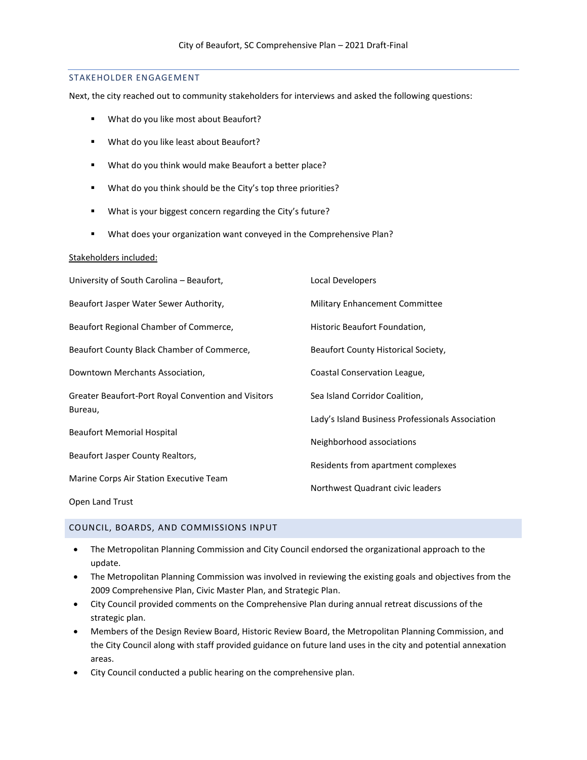## STAKEHOLDER ENGAGEMENT

Next, the city reached out to community stakeholders for interviews and asked the following questions:

- What do you like most about Beaufort?
- What do you like least about Beaufort?
- What do you think would make Beaufort a better place?
- What do you think should be the City's top three priorities?
- What is your biggest concern regarding the City's future?
- What does your organization want conveyed in the Comprehensive Plan?

Stakeholders included:

University of South Carolina – Beaufort,

Beaufort Jasper Water Sewer Authority,

Beaufort Regional Chamber of Commerce,

Beaufort County Black Chamber of Commerce,

Downtown Merchants Association,

Greater Beaufort-Port Royal Convention and Visitors Bureau,

Beaufort Memorial Hospital

Beaufort Jasper County Realtors,

Marine Corps Air Station Executive Team

Open Land Trust

Local Developers

Military Enhancement Committee

Historic Beaufort Foundation,

Beaufort County Historical Society,

Coastal Conservation League,

Sea Island Corridor Coalition,

Lady's Island Business Professionals Association

Neighborhood associations

Residents from apartment complexes

Northwest Quadrant civic leaders

## COUNCIL, BOARDS, AND COMMISSIONS INPUT

- The Metropolitan Planning Commission and City Council endorsed the organizational approach to the update.
- The Metropolitan Planning Commission was involved in reviewing the existing goals and objectives from the 2009 Comprehensive Plan, Civic Master Plan, and Strategic Plan.
- City Council provided comments on the Comprehensive Plan during annual retreat discussions of the strategic plan.
- Members of the Design Review Board, Historic Review Board, the Metropolitan Planning Commission, and the City Council along with staff provided guidance on future land uses in the city and potential annexation areas.
- City Council conducted a public hearing on the comprehensive plan.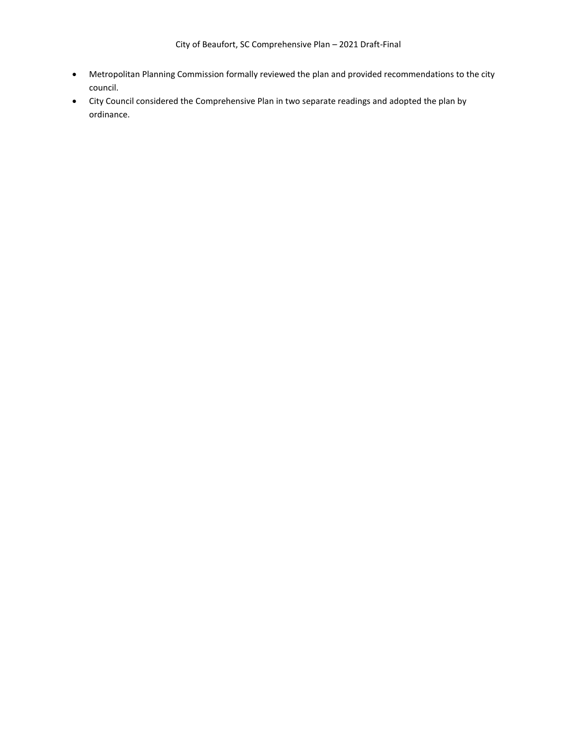- Metropolitan Planning Commission formally reviewed the plan and provided recommendations to the city council.
- City Council considered the Comprehensive Plan in two separate readings and adopted the plan by ordinance.